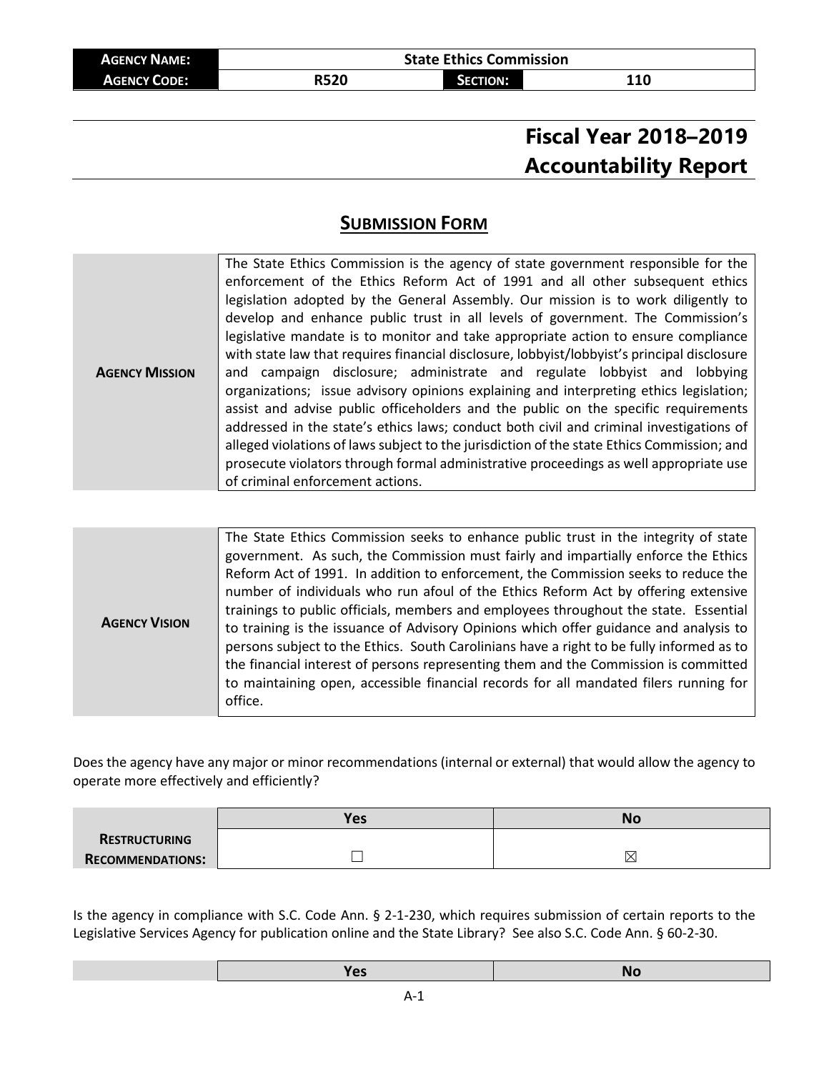| **Agency Name:** | State Ethics Commission | | |
|---|---|---|---|
| **Agency Code:** | R520 | **Section:** | 110 |

# Fiscal Year 2018–2019 Accountability Report

## Submission Form

| | |
|---|---|
| **Agency Mission** | The State Ethics Commission is the agency of state government responsible for the enforcement of the Ethics Reform Act of 1991 and all other subsequent ethics legislation adopted by the General Assembly. Our mission is to work diligently to develop and enhance public trust in all levels of government. The Commission's legislative mandate is to monitor and take appropriate action to ensure compliance with state law that requires financial disclosure, lobbyist/lobbyist's principal disclosure and campaign disclosure; administrate and regulate lobbyist and lobbying organizations; issue advisory opinions explaining and interpreting ethics legislation; assist and advise public officeholders and the public on the specific requirements addressed in the state's ethics laws; conduct both civil and criminal investigations of alleged violations of laws subject to the jurisdiction of the state Ethics Commission; and prosecute violators through formal administrative proceedings as well appropriate use of criminal enforcement actions. |

| | |
|---|---|
| **Agency Vision** | The State Ethics Commission seeks to enhance public trust in the integrity of state government. As such, the Commission must fairly and impartially enforce the Ethics Reform Act of 1991. In addition to enforcement, the Commission seeks to reduce the number of individuals who run afoul of the Ethics Reform Act by offering extensive trainings to public officials, members and employees throughout the state. Essential to training is the issuance of Advisory Opinions which offer guidance and analysis to persons subject to the Ethics. South Carolinians have a right to be fully informed as to the financial interest of persons representing them and the Commission is committed to maintaining open, accessible financial records for all mandated filers running for office. |

Does the agency have any major or minor recommendations (internal or external) that would allow the agency to operate more effectively and efficiently?

| | Yes | No |
|---|---|---|
| **Restructuring Recommendations:** | ☐ | ☒ |

Is the agency in compliance with S.C. Code Ann. § 2-1-230, which requires submission of certain reports to the Legislative Services Agency for publication online and the State Library? See also S.C. Code Ann. § 60-2-30.

| | Yes | No |
|---|---|---|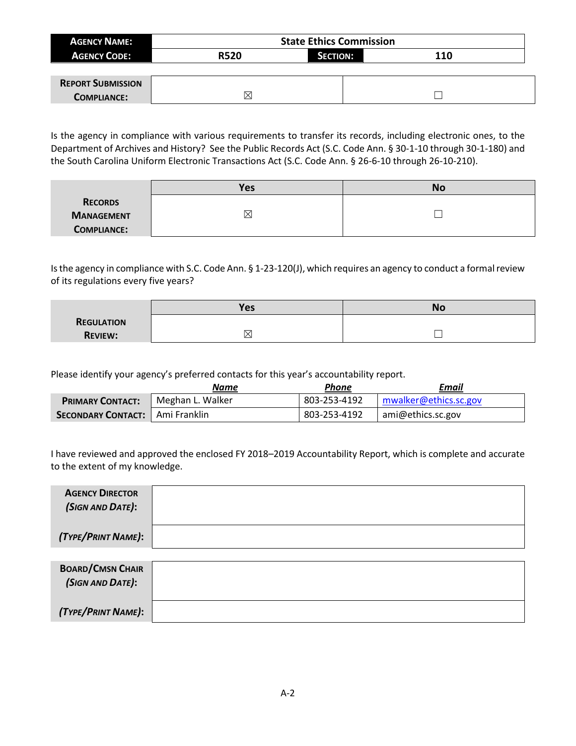| **Agency Name:** | State Ethics Commission | | |
|---|---|---|---|
| **Agency Code:** | R520 | **Section:** | 110 |

| **Report Submission Compliance:** | ☒ | ☐ |
|---|---|---|

Is the agency in compliance with various requirements to transfer its records, including electronic ones, to the Department of Archives and History? See the Public Records Act (S.C. Code Ann. § 30-1-10 through 30-1-180) and the South Carolina Uniform Electronic Transactions Act (S.C. Code Ann. § 26-6-10 through 26-10-210).

| | Yes | No |
|---|---|---|
| **Records Management Compliance:** | ☒ | ☐ |

Is the agency in compliance with S.C. Code Ann. § 1-23-120(J), which requires an agency to conduct a formal review of its regulations every five years?

| | Yes | No |
|---|---|---|
| **Regulation Review:** | ☒ | ☐ |

Please identify your agency's preferred contacts for this year's accountability report.

| | ***Name*** | ***Phone*** | ***Email*** |
|---|---|---|---|
| **Primary Contact:** | Meghan L. Walker | 803-253-4192 | mwalker@ethics.sc.gov |
| **Secondary Contact:** | Ami Franklin | 803-253-4192 | ami@ethics.sc.gov |

I have reviewed and approved the enclosed FY 2018–2019 Accountability Report, which is complete and accurate to the extent of my knowledge.

| | |
|---|---|
| **Agency Director *(Sign and Date)*:** | |
| ***(Type/Print Name)*:** | |

| | |
|---|---|
| **Board/Cmsn Chair *(Sign and Date)*:** | |
| ***(Type/Print Name)*:** | |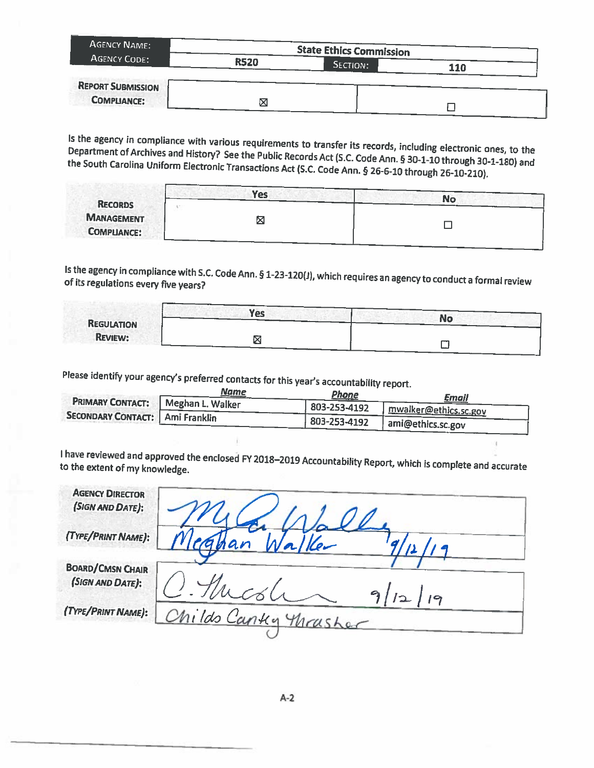| AGENCY NAME: | State Ethics Commission | | |
|---|---|---|---|
| AGENCY CODE: | R520 | SECTION: | 110 |

| REPORT SUBMISSION COMPLIANCE: | ☒ | ☐ |
|---|---|---|

Is the agency in compliance with various requirements to transfer its records, including electronic ones, to the Department of Archives and History? See the Public Records Act (S.C. Code Ann. § 30-1-10 through 30-1-180) and the South Carolina Uniform Electronic Transactions Act (S.C. Code Ann. § 26-6-10 through 26-10-210).

| | Yes | No |
|---|---|---|
| RECORDS MANAGEMENT COMPLIANCE: | ☒ | ☐ |

Is the agency in compliance with S.C. Code Ann. § 1-23-120(J), which requires an agency to conduct a formal review of its regulations every five years?

| | Yes | No |
|---|---|---|
| REGULATION REVIEW: | ☒ | ☐ |

Please identify your agency's preferred contacts for this year's accountability report.

| | Name | Phone | Email |
|---|---|---|---|
| PRIMARY CONTACT: | Meghan L. Walker | 803-253-4192 | mwalker@ethics.sc.gov |
| SECONDARY CONTACT: | Ami Franklin | 803-253-4192 | ami@ethics.sc.gov |

I have reviewed and approved the enclosed FY 2018–2019 Accountability Report, which is complete and accurate to the extent of my knowledge.

| | |
|---|---|
| AGENCY DIRECTOR (SIGN AND DATE): | [Signature] 9/12/19 |
| (TYPE/PRINT NAME): | Meghan Walker |
| BOARD/CMSN CHAIR (SIGN AND DATE): | [Signature] 9/12/19 |
| (TYPE/PRINT NAME): | Childs Cantey Thrasher |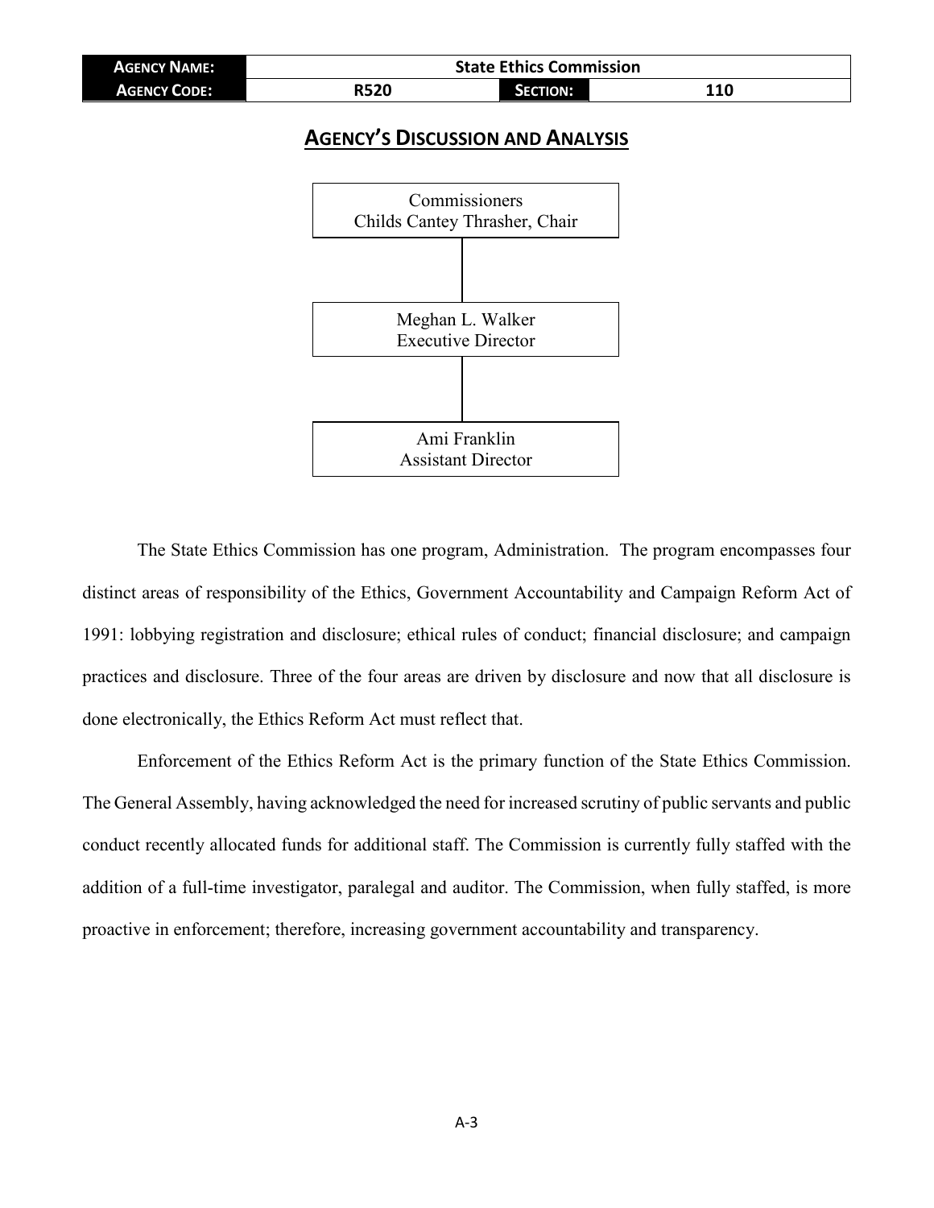| AGENCY NAME: | State Ethics Commission | | |
| --- | --- | --- | --- |
| AGENCY CODE: | R520 | SECTION: | 110 |

## AGENCY'S DISCUSSION AND ANALYSIS

Commissioners
Childs Cantey Thrasher, Chair

Meghan L. Walker
Executive Director

Ami Franklin
Assistant Director

The State Ethics Commission has one program, Administration. The program encompasses four distinct areas of responsibility of the Ethics, Government Accountability and Campaign Reform Act of 1991: lobbying registration and disclosure; ethical rules of conduct; financial disclosure; and campaign practices and disclosure. Three of the four areas are driven by disclosure and now that all disclosure is done electronically, the Ethics Reform Act must reflect that.

Enforcement of the Ethics Reform Act is the primary function of the State Ethics Commission. The General Assembly, having acknowledged the need for increased scrutiny of public servants and public conduct recently allocated funds for additional staff. The Commission is currently fully staffed with the addition of a full-time investigator, paralegal and auditor. The Commission, when fully staffed, is more proactive in enforcement; therefore, increasing government accountability and transparency.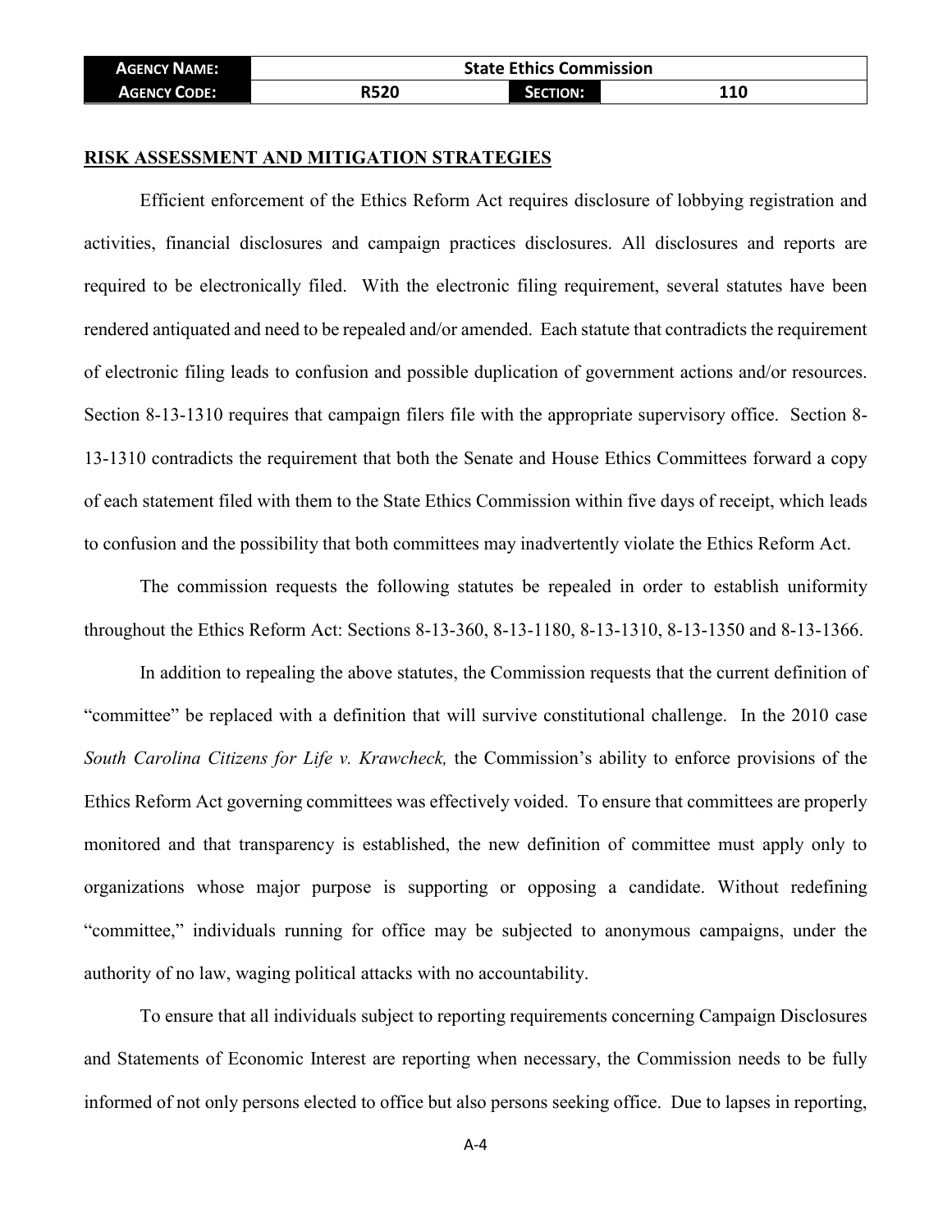| AGENCY NAME: | State Ethics Commission | | |
|---|---|---|---|
| AGENCY CODE: | R520 | SECTION: | 110 |

## RISK ASSESSMENT AND MITIGATION STRATEGIES

Efficient enforcement of the Ethics Reform Act requires disclosure of lobbying registration and activities, financial disclosures and campaign practices disclosures. All disclosures and reports are required to be electronically filed. With the electronic filing requirement, several statutes have been rendered antiquated and need to be repealed and/or amended. Each statute that contradicts the requirement of electronic filing leads to confusion and possible duplication of government actions and/or resources. Section 8-13-1310 requires that campaign filers file with the appropriate supervisory office. Section 8-13-1310 contradicts the requirement that both the Senate and House Ethics Committees forward a copy of each statement filed with them to the State Ethics Commission within five days of receipt, which leads to confusion and the possibility that both committees may inadvertently violate the Ethics Reform Act.

The commission requests the following statutes be repealed in order to establish uniformity throughout the Ethics Reform Act: Sections 8-13-360, 8-13-1180, 8-13-1310, 8-13-1350 and 8-13-1366.

In addition to repealing the above statutes, the Commission requests that the current definition of "committee" be replaced with a definition that will survive constitutional challenge. In the 2010 case *South Carolina Citizens for Life v. Krawcheck,* the Commission's ability to enforce provisions of the Ethics Reform Act governing committees was effectively voided. To ensure that committees are properly monitored and that transparency is established, the new definition of committee must apply only to organizations whose major purpose is supporting or opposing a candidate. Without redefining "committee," individuals running for office may be subjected to anonymous campaigns, under the authority of no law, waging political attacks with no accountability.

To ensure that all individuals subject to reporting requirements concerning Campaign Disclosures and Statements of Economic Interest are reporting when necessary, the Commission needs to be fully informed of not only persons elected to office but also persons seeking office. Due to lapses in reporting,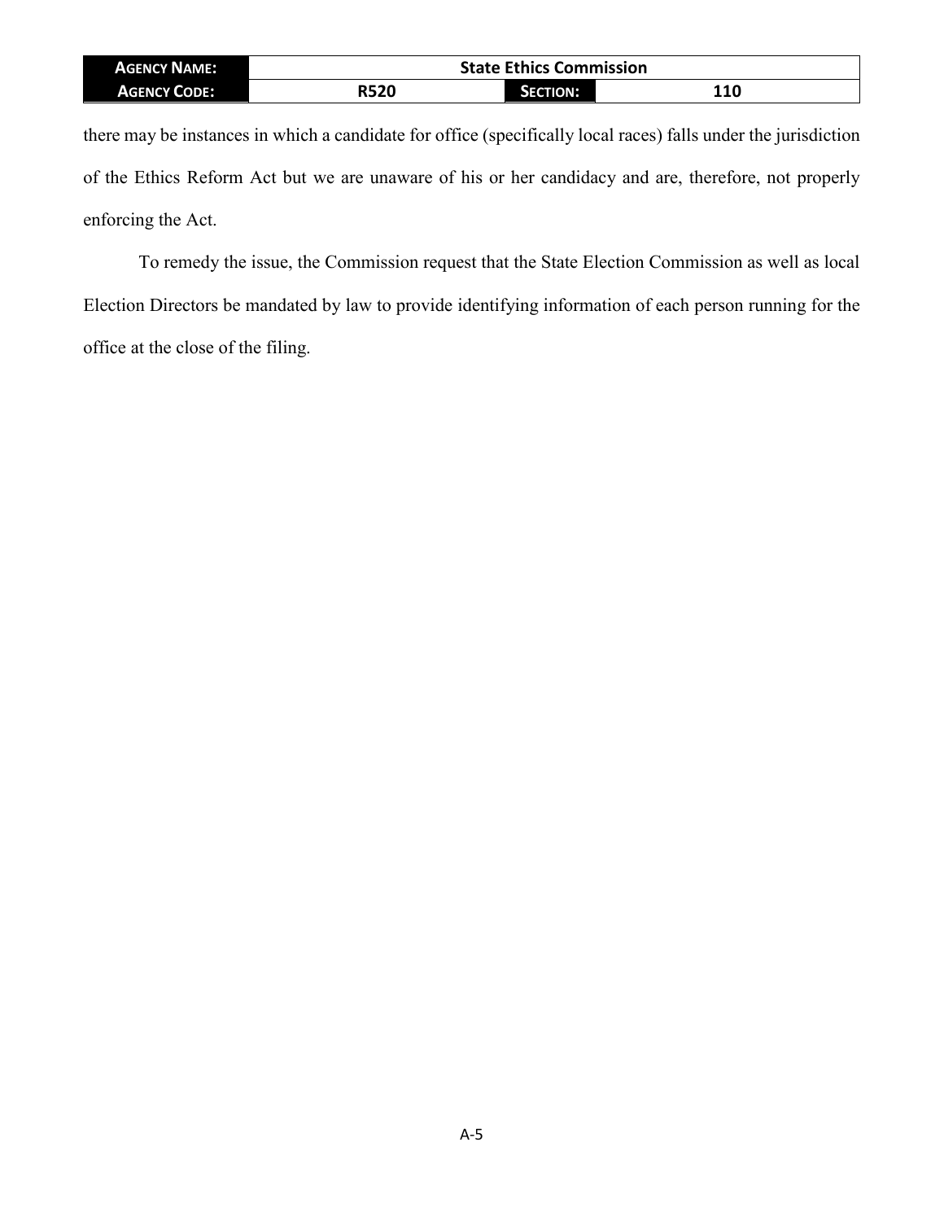| Agency Name: | State Ethics Commission | | |
| --- | --- | --- | --- |
| Agency Code: | R520 | Section: | 110 |

there may be instances in which a candidate for office (specifically local races) falls under the jurisdiction of the Ethics Reform Act but we are unaware of his or her candidacy and are, therefore, not properly enforcing the Act.

To remedy the issue, the Commission request that the State Election Commission as well as local Election Directors be mandated by law to provide identifying information of each person running for the office at the close of the filing.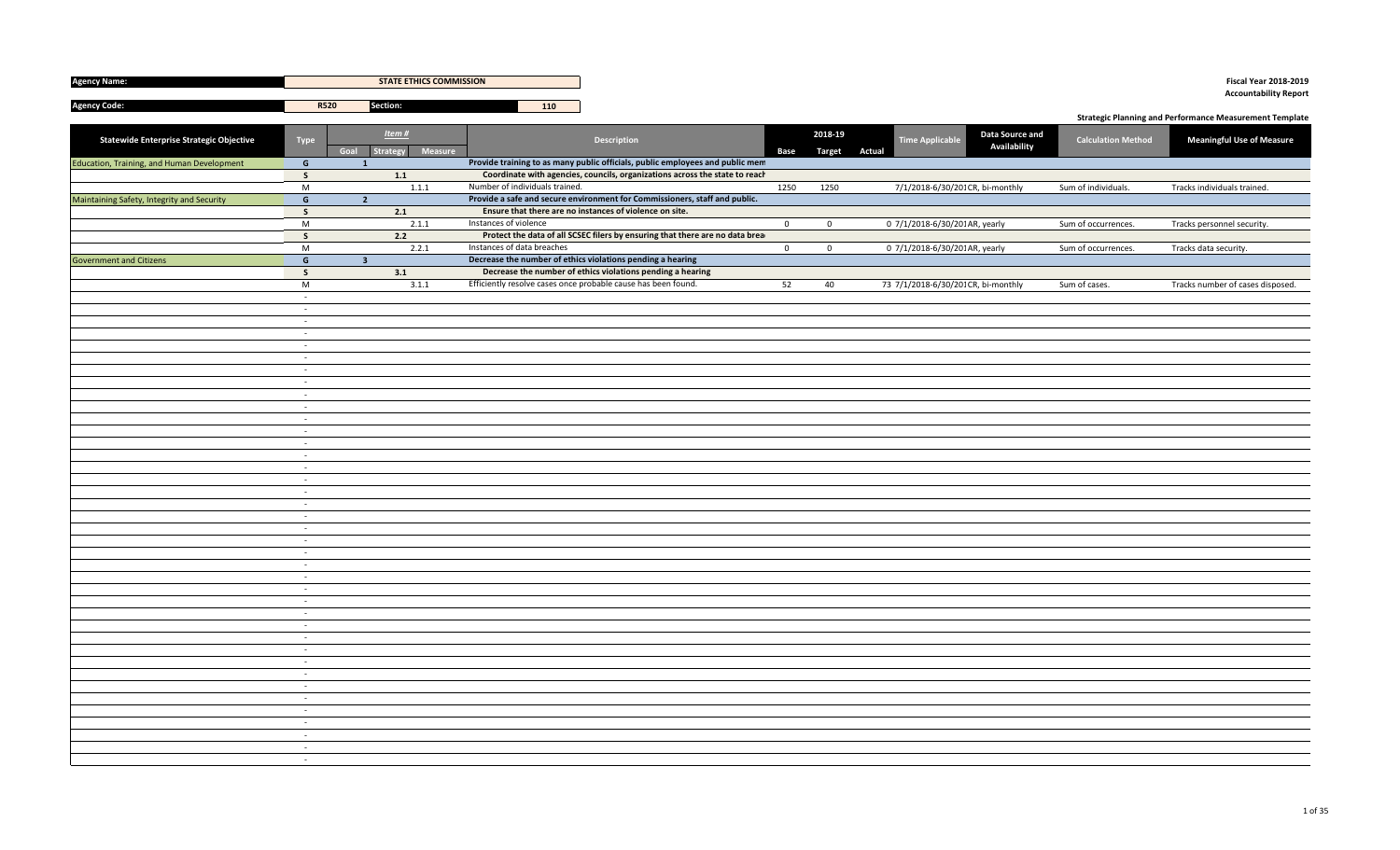**Agency Name:** STATE ETHICS COMMISSION

**Agency Code:** R520 **Section:** 110

**Fiscal Year 2018-2019**
**Accountability Report**

**Strategic Planning and Performance Measurement Template**

| Statewide Enterprise Strategic Objective | Type | Item # Goal | Item # Strategy | Item # Measure | Description | 2018-19 Base | 2018-19 Target | 2018-19 Actual | Time Applicable | Data Source and Availability | Calculation Method | Meaningful Use of Measure |
|---|---|---|---|---|---|---|---|---|---|---|---|---|
| Education, Training, and Human Development | G | 1 | | | Provide training to as many public officials, public employees and public mem | | | | | | | |
| | S | | 1.1 | | Coordinate with agencies, councils, organizations across the state to reach | | | | | | | |
| | M | | | 1.1.1 | Number of individuals trained. | 1250 | 1250 | | 7/1/2018-6/30/201 | CR, bi-monthly | Sum of individuals. | Tracks individuals trained. |
| Maintaining Safety, Integrity and Security | G | 2 | | | Provide a safe and secure environment for Commissioners, staff and public. | | | | | | | |
| | S | | 2.1 | | Ensure that there are no instances of violence on site. | | | | | | | |
| | M | | | 2.1.1 | Instances of violence | 0 | 0 | 0 | 7/1/2018-6/30/201 | AR, yearly | Sum of occurrences. | Tracks personnel security. |
| | S | | 2.2 | | Protect the data of all SCSEC filers by ensuring that there are no data brea | | | | | | | |
| | M | | | 2.2.1 | Instances of data breaches | 0 | 0 | 0 | 7/1/2018-6/30/201 | AR, yearly | Sum of occurrences. | Tracks data security. |
| Government and Citizens | G | 3 | | | Decrease the number of ethics violations pending a hearing | | | | | | | |
| | S | | 3.1 | | Decrease the number of ethics violations pending a hearing | | | | | | | |
| | M | | | 3.1.1 | Efficiently resolve cases once probable cause has been found. | 52 | 40 | 73 | 7/1/2018-6/30/201 | CR, bi-monthly | Sum of cases. | Tracks number of cases disposed. |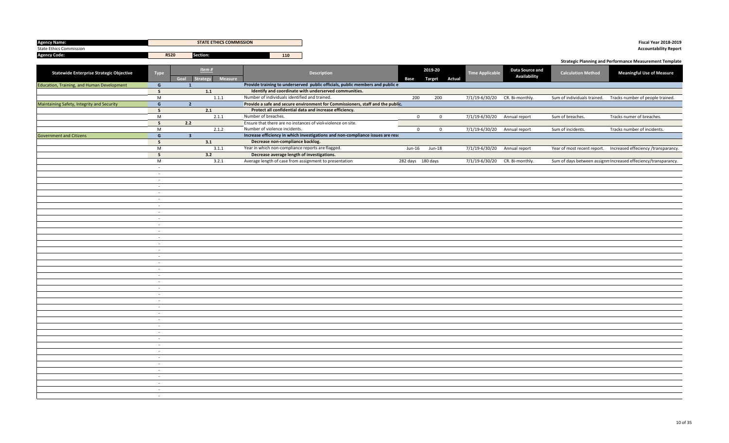**Agency Name:** STATE ETHICS COMMISSION
State Ethics Commission
**Agency Code:** R520 **Section:** 110

**Fiscal Year 2018-2019**
**Accountability Report**

**Strategic Planning and Performance Measurement Template**

| Statewide Enterprise Strategic Objective | Type | Item # Goal | Item # Strategy | Item # Measure | Description | 2019-20 Base | 2019-20 Target | 2019-20 Actual | Time Applicable | Data Source and Availability | Calculation Method | Meaningful Use of Measure |
|---|---|---|---|---|---|---|---|---|---|---|---|---|
| Education, Training, and Human Development | G | 1 | | | Provide training to underserved public officials, public members and public e | | | | | | | |
| | S | | 1.1 | | Identify and coordinate with underserved communities. | | | | | | | |
| | M | | | 1.1.1 | Number of individuals identified and trained. | 200 | 200 | | 7/1/19-6/30/20 | CR. Bi-monthly. | Sum of individuals trained. | Tracks number of people trained. |
| Maintaining Safety, Integrity and Security | G | 2 | | | Provide a safe and secure environment for Commissioners, staff and the public. | | | | | | | |
| | S | | 2.1 | | Protect all confidential data and increase efficiency. | | | | | | | |
| | M | | | 2.1.1 | Number of breaches. | 0 | 0 | | 7/1/19-6/30/20 | Annual report | Sum of breaches. | Tracks numer of breaches. |
| | S | | 2.2 | | Ensure that there are no instances of violviolence on site. | | | | | | | |
| | M | | | 2.1.2 | Number of violence incidents. | 0 | 0 | | 7/1/19-6/30/20 | Annual report | Sum of incidents. | Tracks number of incidents. |
| Government and Citizens | G | 3 | | | Increase efficiency in which investigations and non-compliance issues are reso | | | | | | | |
| | S | | 3.1 | | Decrease non-compliance backlog. | | | | | | | |
| | M | | | 3.1.1 | Year in which non-compliance reports are flagged. | Jun-16 | Jun-18 | | 7/1/19-6/30/20 | Annual report | Year of most recent report. | Increased effeciency /transparancy. |
| | S | | 3.2 | | Decrease average length of investigations. | | | | | | | |
| | M | | | 3.2.1 | Average length of case from assignment to presentation | 282 days | 180 days | | 7/1/19-6/30/20 | CR. Bi-monthly. | Sum of days between assignm | Increased effeciency/transparancy. |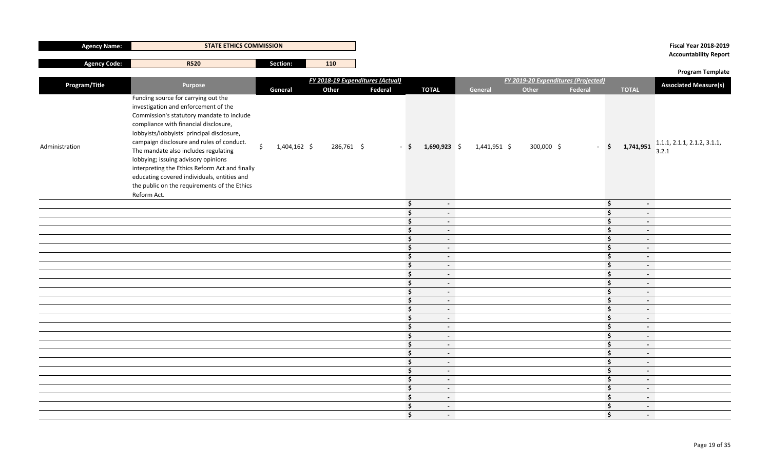| Agency Name: | STATE ETHICS COMMISSION | | |
|---|---|---|---|
| Agency Code: | R520 | Section: | 110 |

**Fiscal Year 2018-2019**
**Accountability Report**

**Program Template**

| Program/Title | Purpose | FY 2018-19 Expenditures (Actual) | | | | FY 2019-20 Expenditures (Projected) | | | | Associated Measure(s) |
|---|---|---|---|---|---|---|---|---|---|---|
| | | General | Other | Federal | TOTAL | General | Other | Federal | TOTAL | |
| Administration | Funding source for carrying out the investigation and enforcement of the Commission's statutory mandate to include compliance with financial disclosure, lobbyists/lobbyists' principal disclosure, campaign disclosure and rules of conduct. The mandate also includes regulating lobbying; issuing advisory opinions interpreting the Ethics Reform Act and finally educating covered individuals, entities and the public on the requirements of the Ethics Reform Act. | $ 1,404,162 | $ 286,761 | $ - | $ 1,690,923 | $ 1,441,951 | $ 300,000 | $ - | $ 1,741,951 | 1.1.1, 2.1.1, 2.1.2, 3.1.1, 3.2.1 |
| | | | | | $ - | | | | $ - | |
| | | | | | $ - | | | | $ - | |
| | | | | | $ - | | | | $ - | |
| | | | | | $ - | | | | $ - | |
| | | | | | $ - | | | | $ - | |
| | | | | | $ - | | | | $ - | |
| | | | | | $ - | | | | $ - | |
| | | | | | $ - | | | | $ - | |
| | | | | | $ - | | | | $ - | |
| | | | | | $ - | | | | $ - | |
| | | | | | $ - | | | | $ - | |
| | | | | | $ - | | | | $ - | |
| | | | | | $ - | | | | $ - | |
| | | | | | $ - | | | | $ - | |
| | | | | | $ - | | | | $ - | |
| | | | | | $ - | | | | $ - | |
| | | | | | $ - | | | | $ - | |
| | | | | | $ - | | | | $ - | |
| | | | | | $ - | | | | $ - | |
| | | | | | $ - | | | | $ - | |
| | | | | | $ - | | | | $ - | |
| | | | | | $ - | | | | $ - | |
| | | | | | $ - | | | | $ - | |
| | | | | | $ - | | | | $ - | |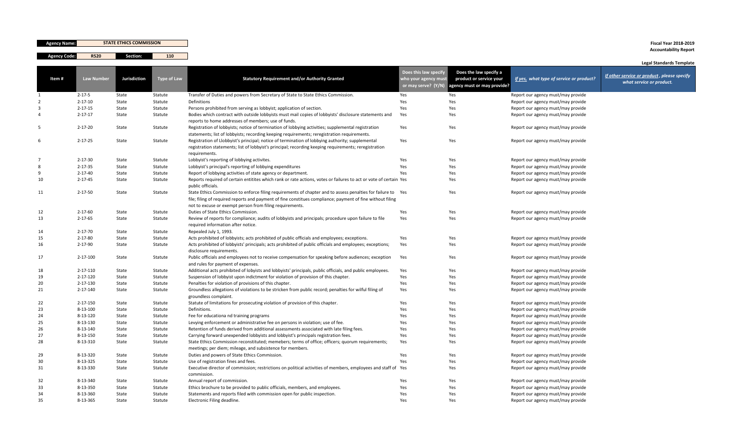**Agency Name:** STATE ETHICS COMMISSION

**Agency Code:** R520 **Section:** 110

**Fiscal Year 2018-2019**
**Accountability Report**

**Legal Standards Template**

| Item # | Law Number | Jurisdiction | Type of Law | Statutory Requirement and/or Authority Granted | Does this law specify who your agency must or may serve? (Y/N) | Does the law specify a product or service your agency must or may provide? | *If yes, what type of service or product?* | *If other service or product, please specify what service or product.* |
|---|---|---|---|---|---|---|---|---|
| 1 | 2-17-5 | State | Statute | Transfer of Duties and powers from Secretary of State to State Ethics Commission. | Yes | Yes | Report our agency must/may provide | |
| 2 | 2-17-10 | State | Statute | Definitions | Yes | Yes | Report our agency must/may provide | |
| 3 | 2-17-15 | State | Statute | Persons prohibited from serving as lobbyist; application of section. | Yes | Yes | Report our agency must/may provide | |
| 4 | 2-17-17 | State | Statute | Bodies which contract with outside lobbyists must mail copies of lobbyists' disclosure statements and reports to home addresses of members; use of funds. | Yes | Yes | Report our agency must/may provide | |
| 5 | 2-17-20 | State | Statute | Registration of lobbyists; notice of termination of lobbying activities; supplemental registration statements; list of lobbyists; recording keeping requirements; reregistration requirements. | Yes | Yes | Report our agency must/may provide | |
| 6 | 2-17-25 | State | Statute | Registration of Llobbyist's principal; notice of termination of lobbying authority; supplemental registration statements; list of lobbyist's principal; recording keeping requirements; reregistration requirements. | Yes | Yes | Report our agency must/may provide | |
| 7 | 2-17-30 | State | Statute | Lobbyist's reporting of lobbying activites. | Yes | Yes | Report our agency must/may provide | |
| 8 | 2-17-35 | State | Statute | Lobbyist's principal's reporting of lobbying expenditures | Yes | Yes | Report our agency must/may provide | |
| 9 | 2-17-40 | State | Statute | Report of lobbying activities of state agency or department. | Yes | Yes | Report our agency must/may provide | |
| 10 | 2-17-45 | State | Statute | Reports required of certain entitites which rank or rate actions, votes or failures to act or vote of certain public officials. | Yes | Yes | Report our agency must/may provide | |
| 11 | 2-17-50 | State | Statute | State Ethics Commission to enforce filing requirements of chapter and to assess penalties for failure to file; filing of required reports and payment of fine constitues compliance; payment of fine without filing not to excuse or exempt person from filing requirements. | Yes | Yes | Report our agency must/may provide | |
| 12 | 2-17-60 | State | Statute | Duties of State Ethics Commission. | Yes | Yes | Report our agency must/may provide | |
| 13 | 2-17-65 | State | Statute | Review of reports for compliance; audits of lobbyists and principals; procedure upon failure to file required information after notice. | Yes | Yes | Report our agency must/may provide | |
| 14 | 2-17-70 | State | Statute | Repealed July 1, 1993. | | | | |
| 15 | 2-17-80 | State | Statute | Acts prohibited of lobbyists; acts prohibited of public officials and employees; exceptions. | Yes | Yes | Report our agency must/may provide | |
| 16 | 2-17-90 | State | Statute | Acts prohibited of lobbyists' principals; acts prohibited of public officials and employees; exceptions; disclosure requirements. | Yes | Yes | Report our agency must/may provide | |
| 17 | 2-17-100 | State | Statute | Public officials and employees not to receive compensation for speaking before audiences; exception and rules for payment of expenses. | Yes | Yes | Report our agency must/may provide | |
| 18 | 2-17-110 | State | Statute | Additional acts prohibited of lobyists and lobbyists' principals, public officials, and public employees. | Yes | Yes | Report our agency must/may provide | |
| 19 | 2-17-120 | State | Statute | Suspension of lobbyist upon indictment for violation of provision of this chapter. | Yes | Yes | Report our agency must/may provide | |
| 20 | 2-17-130 | State | Statute | Penalties for violation of provisions of this chapter. | Yes | Yes | Report our agency must/may provide | |
| 21 | 2-17-140 | State | Statute | Groundless allegations of violations to be stricken from public record; penalties for wilful filing of groundless complaint. | Yes | Yes | Report our agency must/may provide | |
| 22 | 2-17-150 | State | Statute | Statute of limitations for prosecuting violation of provision of this chapter. | Yes | Yes | Report our agency must/may provide | |
| 23 | 8-13-100 | State | Statute | Definitions. | Yes | Yes | Report our agency must/may provide | |
| 24 | 8-13-120 | State | Statute | Fee for educationa nd training programs | Yes | Yes | Report our agency must/may provide | |
| 25 | 8-13-130 | State | Statute | Levying enforcement or administrative fee on persons in violation; use of fee. | Yes | Yes | Report our agency must/may provide | |
| 26 | 8-13-140 | State | Statute | Retention of funds derived from additional assessments associated with late filing fees. | Yes | Yes | Report our agency must/may provide | |
| 27 | 8-13-150 | State | Statute | Carrying forward unexpended lobbyists and lobbyist's principals registration fees. | Yes | Yes | Report our agency must/may provide | |
| 28 | 8-13-310 | State | Statute | State Ethics Commission reconstituted; memebers; terms of office; officers; quorum requirements; meetings; per diem; mileage, and subsistence for members. | Yes | Yes | Report our agency must/may provide | |
| 29 | 8-13-320 | State | Statute | Duties and powers of State Ethics Commission. | Yes | Yes | Report our agency must/may provide | |
| 30 | 8-13-325 | State | Statute | Use of registration fines and fees. | Yes | Yes | Report our agency must/may provide | |
| 31 | 8-13-330 | State | Statute | Executive director of commission; restrictions on political activities of members, employees and staff of commission. | Yes | Yes | Report our agency must/may provide | |
| 32 | 8-13-340 | State | Statute | Annual report of commission. | Yes | Yes | Report our agency must/may provide | |
| 33 | 8-13-350 | State | Statute | Ethics brochure to be provided to public officials, members, and employees. | Yes | Yes | Report our agency must/may provide | |
| 34 | 8-13-360 | State | Statute | Statements and reports filed with commission open for public inspection. | Yes | Yes | Report our agency must/may provide | |
| 35 | 8-13-365 | State | Statute | Electronic Filing deadline. | Yes | Yes | Report our agency must/may provide | |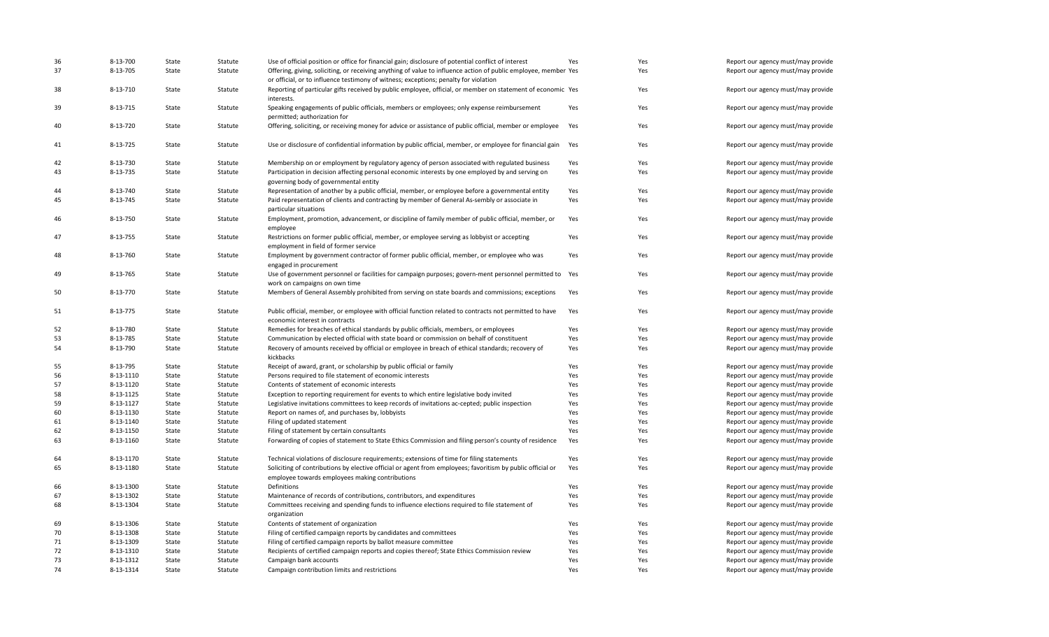| | | | | | | | |
|---|---|---|---|---|---|---|---|
| 36 | 8-13-700 | State | Statute | Use of official position or office for financial gain; disclosure of potential conflict of interest | Yes | Yes | Report our agency must/may provide |
| 37 | 8-13-705 | State | Statute | Offering, giving, soliciting, or receiving anything of value to influence action of public employee, member or official, or to influence testimony of witness; exceptions; penalty for violation | Yes | Yes | Report our agency must/may provide |
| 38 | 8-13-710 | State | Statute | Reporting of particular gifts received by public employee, official, or member on statement of economic interests. | Yes | Yes | Report our agency must/may provide |
| 39 | 8-13-715 | State | Statute | Speaking engagements of public officials, members or employees; only expense reimbursement permitted; authorization for | Yes | Yes | Report our agency must/may provide |
| 40 | 8-13-720 | State | Statute | Offering, soliciting, or receiving money for advice or assistance of public official, member or employee | Yes | Yes | Report our agency must/may provide |
| 41 | 8-13-725 | State | Statute | Use or disclosure of confidential information by public official, member, or employee for financial gain | Yes | Yes | Report our agency must/may provide |
| 42 | 8-13-730 | State | Statute | Membership on or employment by regulatory agency of person associated with regulated business | Yes | Yes | Report our agency must/may provide |
| 43 | 8-13-735 | State | Statute | Participation in decision affecting personal economic interests by one employed by and serving on governing body of governmental entity | Yes | Yes | Report our agency must/may provide |
| 44 | 8-13-740 | State | Statute | Representation of another by a public official, member, or employee before a governmental entity | Yes | Yes | Report our agency must/may provide |
| 45 | 8-13-745 | State | Statute | Paid representation of clients and contracting by member of General As-sembly or associate in particular situations | Yes | Yes | Report our agency must/may provide |
| 46 | 8-13-750 | State | Statute | Employment, promotion, advancement, or discipline of family member of public official, member, or employee | Yes | Yes | Report our agency must/may provide |
| 47 | 8-13-755 | State | Statute | Restrictions on former public official, member, or employee serving as lobbyist or accepting employment in field of former service | Yes | Yes | Report our agency must/may provide |
| 48 | 8-13-760 | State | Statute | Employment by government contractor of former public official, member, or employee who was engaged in procurement | Yes | Yes | Report our agency must/may provide |
| 49 | 8-13-765 | State | Statute | Use of government personnel or facilities for campaign purposes; govern-ment personnel permitted to work on campaigns on own time | Yes | Yes | Report our agency must/may provide |
| 50 | 8-13-770 | State | Statute | Members of General Assembly prohibited from serving on state boards and commissions; exceptions | Yes | Yes | Report our agency must/may provide |
| 51 | 8-13-775 | State | Statute | Public official, member, or employee with official function related to contracts not permitted to have economic interest in contracts | Yes | Yes | Report our agency must/may provide |
| 52 | 8-13-780 | State | Statute | Remedies for breaches of ethical standards by public officials, members, or employees | Yes | Yes | Report our agency must/may provide |
| 53 | 8-13-785 | State | Statute | Communication by elected official with state board or commission on behalf of constituent | Yes | Yes | Report our agency must/may provide |
| 54 | 8-13-790 | State | Statute | Recovery of amounts received by official or employee in breach of ethical standards; recovery of kickbacks | Yes | Yes | Report our agency must/may provide |
| 55 | 8-13-795 | State | Statute | Receipt of award, grant, or scholarship by public official or family | Yes | Yes | Report our agency must/may provide |
| 56 | 8-13-1110 | State | Statute | Persons required to file statement of economic interests | Yes | Yes | Report our agency must/may provide |
| 57 | 8-13-1120 | State | Statute | Contents of statement of economic interests | Yes | Yes | Report our agency must/may provide |
| 58 | 8-13-1125 | State | Statute | Exception to reporting requirement for events to which entire legislative body invited | Yes | Yes | Report our agency must/may provide |
| 59 | 8-13-1127 | State | Statute | Legislative invitations committees to keep records of invitations ac-cepted; public inspection | Yes | Yes | Report our agency must/may provide |
| 60 | 8-13-1130 | State | Statute | Report on names of, and purchases by, lobbyists | Yes | Yes | Report our agency must/may provide |
| 61 | 8-13-1140 | State | Statute | Filing of updated statement | Yes | Yes | Report our agency must/may provide |
| 62 | 8-13-1150 | State | Statute | Filing of statement by certain consultants | Yes | Yes | Report our agency must/may provide |
| 63 | 8-13-1160 | State | Statute | Forwarding of copies of statement to State Ethics Commission and filing person's county of residence | Yes | Yes | Report our agency must/may provide |
| 64 | 8-13-1170 | State | Statute | Technical violations of disclosure requirements; extensions of time for filing statements | Yes | Yes | Report our agency must/may provide |
| 65 | 8-13-1180 | State | Statute | Soliciting of contributions by elective official or agent from employees; favoritism by public official or employee towards employees making contributions | Yes | Yes | Report our agency must/may provide |
| 66 | 8-13-1300 | State | Statute | Definitions | Yes | Yes | Report our agency must/may provide |
| 67 | 8-13-1302 | State | Statute | Maintenance of records of contributions, contributors, and expenditures | Yes | Yes | Report our agency must/may provide |
| 68 | 8-13-1304 | State | Statute | Committees receiving and spending funds to influence elections required to file statement of organization | Yes | Yes | Report our agency must/may provide |
| 69 | 8-13-1306 | State | Statute | Contents of statement of organization | Yes | Yes | Report our agency must/may provide |
| 70 | 8-13-1308 | State | Statute | Filing of certified campaign reports by candidates and committees | Yes | Yes | Report our agency must/may provide |
| 71 | 8-13-1309 | State | Statute | Filing of certified campaign reports by ballot measure committee | Yes | Yes | Report our agency must/may provide |
| 72 | 8-13-1310 | State | Statute | Recipients of certified campaign reports and copies thereof; State Ethics Commission review | Yes | Yes | Report our agency must/may provide |
| 73 | 8-13-1312 | State | Statute | Campaign bank accounts | Yes | Yes | Report our agency must/may provide |
| 74 | 8-13-1314 | State | Statute | Campaign contribution limits and restrictions | Yes | Yes | Report our agency must/may provide |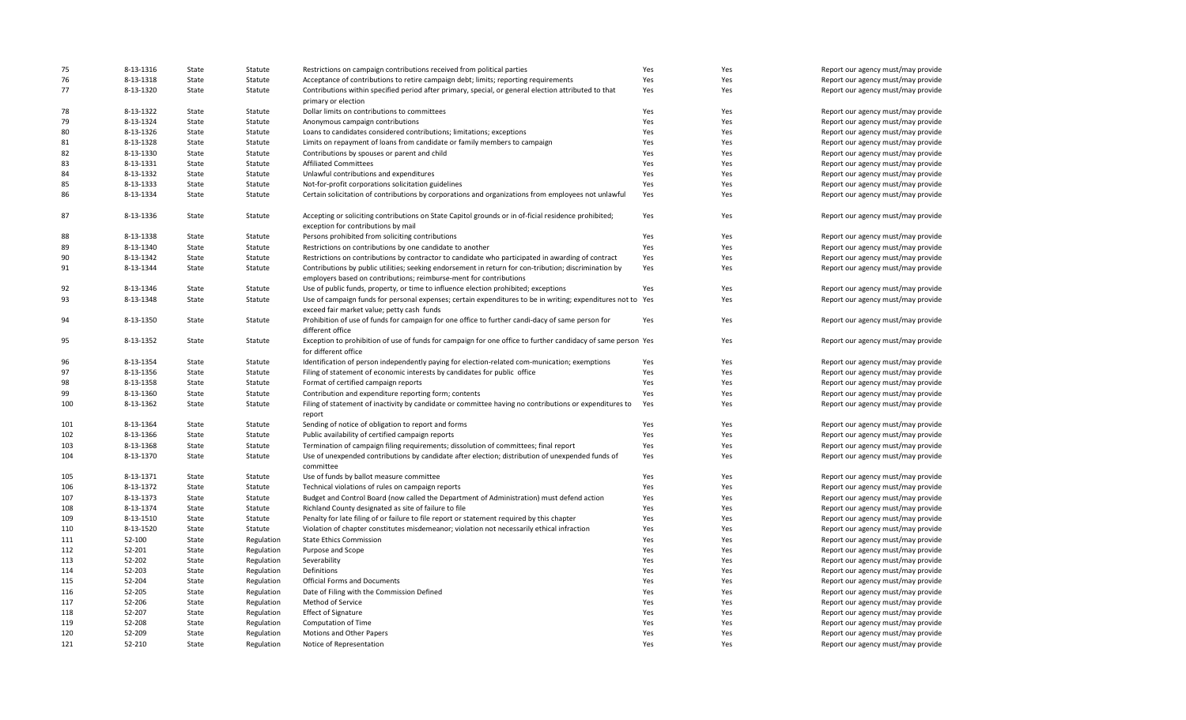| | | | | | | | |
|---|---|---|---|---|---|---|---|
| 75 | 8-13-1316 | State | Statute | Restrictions on campaign contributions received from political parties | Yes | Yes | Report our agency must/may provide |
| 76 | 8-13-1318 | State | Statute | Acceptance of contributions to retire campaign debt; limits; reporting requirements | Yes | Yes | Report our agency must/may provide |
| 77 | 8-13-1320 | State | Statute | Contributions within specified period after primary, special, or general election attributed to that primary or election | Yes | Yes | Report our agency must/may provide |
| 78 | 8-13-1322 | State | Statute | Dollar limits on contributions to committees | Yes | Yes | Report our agency must/may provide |
| 79 | 8-13-1324 | State | Statute | Anonymous campaign contributions | Yes | Yes | Report our agency must/may provide |
| 80 | 8-13-1326 | State | Statute | Loans to candidates considered contributions; limitations; exceptions | Yes | Yes | Report our agency must/may provide |
| 81 | 8-13-1328 | State | Statute | Limits on repayment of loans from candidate or family members to campaign | Yes | Yes | Report our agency must/may provide |
| 82 | 8-13-1330 | State | Statute | Contributions by spouses or parent and child | Yes | Yes | Report our agency must/may provide |
| 83 | 8-13-1331 | State | Statute | Affiliated Committees | Yes | Yes | Report our agency must/may provide |
| 84 | 8-13-1332 | State | Statute | Unlawful contributions and expenditures | Yes | Yes | Report our agency must/may provide |
| 85 | 8-13-1333 | State | Statute | Not-for-profit corporations solicitation guidelines | Yes | Yes | Report our agency must/may provide |
| 86 | 8-13-1334 | State | Statute | Certain solicitation of contributions by corporations and organizations from employees not unlawful | Yes | Yes | Report our agency must/may provide |
| 87 | 8-13-1336 | State | Statute | Accepting or soliciting contributions on State Capitol grounds or in of-ficial residence prohibited; exception for contributions by mail | Yes | Yes | Report our agency must/may provide |
| 88 | 8-13-1338 | State | Statute | Persons prohibited from soliciting contributions | Yes | Yes | Report our agency must/may provide |
| 89 | 8-13-1340 | State | Statute | Restrictions on contributions by one candidate to another | Yes | Yes | Report our agency must/may provide |
| 90 | 8-13-1342 | State | Statute | Restrictions on contributions by contractor to candidate who participated in awarding of contract | Yes | Yes | Report our agency must/may provide |
| 91 | 8-13-1344 | State | Statute | Contributions by public utilities; seeking endorsement in return for con-tribution; discrimination by employers based on contributions; reimburse-ment for contributions | Yes | Yes | Report our agency must/may provide |
| 92 | 8-13-1346 | State | Statute | Use of public funds, property, or time to influence election prohibited; exceptions | Yes | Yes | Report our agency must/may provide |
| 93 | 8-13-1348 | State | Statute | Use of campaign funds for personal expenses; certain expenditures to be in writing; expenditures not to exceed fair market value; petty cash funds | Yes | Yes | Report our agency must/may provide |
| 94 | 8-13-1350 | State | Statute | Prohibition of use of funds for campaign for one office to further candi-dacy of same person for different office | Yes | Yes | Report our agency must/may provide |
| 95 | 8-13-1352 | State | Statute | Exception to prohibition of use of funds for campaign for one office to further candidacy of same person for different office | Yes | Yes | Report our agency must/may provide |
| 96 | 8-13-1354 | State | Statute | Identification of person independently paying for election-related com-munication; exemptions | Yes | Yes | Report our agency must/may provide |
| 97 | 8-13-1356 | State | Statute | Filing of statement of economic interests by candidates for public office | Yes | Yes | Report our agency must/may provide |
| 98 | 8-13-1358 | State | Statute | Format of certified campaign reports | Yes | Yes | Report our agency must/may provide |
| 99 | 8-13-1360 | State | Statute | Contribution and expenditure reporting form; contents | Yes | Yes | Report our agency must/may provide |
| 100 | 8-13-1362 | State | Statute | Filing of statement of inactivity by candidate or committee having no contributions or expenditures to report | Yes | Yes | Report our agency must/may provide |
| 101 | 8-13-1364 | State | Statute | Sending of notice of obligation to report and forms | Yes | Yes | Report our agency must/may provide |
| 102 | 8-13-1366 | State | Statute | Public availability of certified campaign reports | Yes | Yes | Report our agency must/may provide |
| 103 | 8-13-1368 | State | Statute | Termination of campaign filing requirements; dissolution of committees; final report | Yes | Yes | Report our agency must/may provide |
| 104 | 8-13-1370 | State | Statute | Use of unexpended contributions by candidate after election; distribution of unexpended funds of committee | Yes | Yes | Report our agency must/may provide |
| 105 | 8-13-1371 | State | Statute | Use of funds by ballot measure committee | Yes | Yes | Report our agency must/may provide |
| 106 | 8-13-1372 | State | Statute | Technical violations of rules on campaign reports | Yes | Yes | Report our agency must/may provide |
| 107 | 8-13-1373 | State | Statute | Budget and Control Board (now called the Department of Administration) must defend action | Yes | Yes | Report our agency must/may provide |
| 108 | 8-13-1374 | State | Statute | Richland County designated as site of failure to file | Yes | Yes | Report our agency must/may provide |
| 109 | 8-13-1510 | State | Statute | Penalty for late filing of or failure to file report or statement required by this chapter | Yes | Yes | Report our agency must/may provide |
| 110 | 8-13-1520 | State | Statute | Violation of chapter constitutes misdemeanor; violation not necessarily ethical infraction | Yes | Yes | Report our agency must/may provide |
| 111 | 52-100 | State | Regulation | State Ethics Commission | Yes | Yes | Report our agency must/may provide |
| 112 | 52-201 | State | Regulation | Purpose and Scope | Yes | Yes | Report our agency must/may provide |
| 113 | 52-202 | State | Regulation | Severability | Yes | Yes | Report our agency must/may provide |
| 114 | 52-203 | State | Regulation | Definitions | Yes | Yes | Report our agency must/may provide |
| 115 | 52-204 | State | Regulation | Official Forms and Documents | Yes | Yes | Report our agency must/may provide |
| 116 | 52-205 | State | Regulation | Date of Filing with the Commission Defined | Yes | Yes | Report our agency must/may provide |
| 117 | 52-206 | State | Regulation | Method of Service | Yes | Yes | Report our agency must/may provide |
| 118 | 52-207 | State | Regulation | Effect of Signature | Yes | Yes | Report our agency must/may provide |
| 119 | 52-208 | State | Regulation | Computation of Time | Yes | Yes | Report our agency must/may provide |
| 120 | 52-209 | State | Regulation | Motions and Other Papers | Yes | Yes | Report our agency must/may provide |
| 121 | 52-210 | State | Regulation | Notice of Representation | Yes | Yes | Report our agency must/may provide |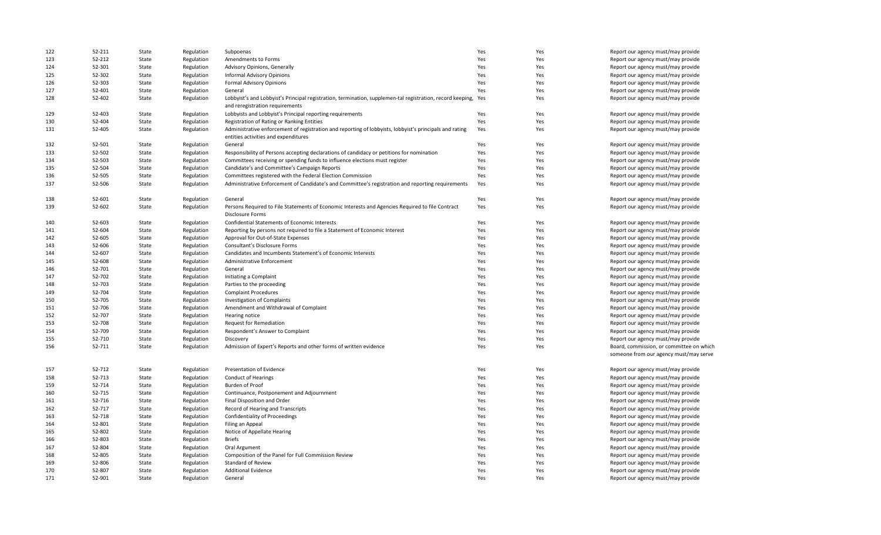| | | | | | | | |
|---|---|---|---|---|---|---|---|
| 122 | 52-211 | State | Regulation | Subpoenas | Yes | Yes | Report our agency must/may provide |
| 123 | 52-212 | State | Regulation | Amendments to Forms | Yes | Yes | Report our agency must/may provide |
| 124 | 52-301 | State | Regulation | Advisory Opinions, Generally | Yes | Yes | Report our agency must/may provide |
| 125 | 52-302 | State | Regulation | Informal Advisory Opinions | Yes | Yes | Report our agency must/may provide |
| 126 | 52-303 | State | Regulation | Formal Advisory Opinions | Yes | Yes | Report our agency must/may provide |
| 127 | 52-401 | State | Regulation | General | Yes | Yes | Report our agency must/may provide |
| 128 | 52-402 | State | Regulation | Lobbyist's and Lobbyist's Principal registration, termination, supplemen-tal registration, record keeping, and reregistration requirements | Yes | Yes | Report our agency must/may provide |
| 129 | 52-403 | State | Regulation | Lobbyists and Lobbyist's Principal reporting requirements | Yes | Yes | Report our agency must/may provide |
| 130 | 52-404 | State | Regulation | Registration of Rating or Ranking Entities | Yes | Yes | Report our agency must/may provide |
| 131 | 52-405 | State | Regulation | Administrative enforcement of registration and reporting of lobbyists, lobbyist's principals and rating entities activities and expenditures | Yes | Yes | Report our agency must/may provide |
| 132 | 52-501 | State | Regulation | General | Yes | Yes | Report our agency must/may provide |
| 133 | 52-502 | State | Regulation | Responsibility of Persons accepting declarations of candidacy or petitions for nomination | Yes | Yes | Report our agency must/may provide |
| 134 | 52-503 | State | Regulation | Committees receiving or spending funds to influence elections must register | Yes | Yes | Report our agency must/may provide |
| 135 | 52-504 | State | Regulation | Candidate's and Committee's Campaign Reports | Yes | Yes | Report our agency must/may provide |
| 136 | 52-505 | State | Regulation | Committees registered with the Federal Election Commission | Yes | Yes | Report our agency must/may provide |
| 137 | 52-506 | State | Regulation | Administrative Enforcement of Candidate's and Committee's registration and reporting requirements | Yes | Yes | Report our agency must/may provide |
| 138 | 52-601 | State | Regulation | General | Yes | Yes | Report our agency must/may provide |
| 139 | 52-602 | State | Regulation | Persons Required to File Statements of Economic Interests and Agencies Required to file Contract Disclosure Forms | Yes | Yes | Report our agency must/may provide |
| 140 | 52-603 | State | Regulation | Confidential Statements of Economic Interests | Yes | Yes | Report our agency must/may provide |
| 141 | 52-604 | State | Regulation | Reporting by persons not required to file a Statement of Economic Interest | Yes | Yes | Report our agency must/may provide |
| 142 | 52-605 | State | Regulation | Approval for Out-of-State Expenses | Yes | Yes | Report our agency must/may provide |
| 143 | 52-606 | State | Regulation | Consultant's Disclosure Forms | Yes | Yes | Report our agency must/may provide |
| 144 | 52-607 | State | Regulation | Candidates and Incumbents Statement's of Economic Interests | Yes | Yes | Report our agency must/may provide |
| 145 | 52-608 | State | Regulation | Administrative Enforcement | Yes | Yes | Report our agency must/may provide |
| 146 | 52-701 | State | Regulation | General | Yes | Yes | Report our agency must/may provide |
| 147 | 52-702 | State | Regulation | Initiating a Complaint | Yes | Yes | Report our agency must/may provide |
| 148 | 52-703 | State | Regulation | Parties to the proceeding | Yes | Yes | Report our agency must/may provide |
| 149 | 52-704 | State | Regulation | Complaint Procedures | Yes | Yes | Report our agency must/may provide |
| 150 | 52-705 | State | Regulation | Investigation of Complaints | Yes | Yes | Report our agency must/may provide |
| 151 | 52-706 | State | Regulation | Amendment and Withdrawal of Complaint | Yes | Yes | Report our agency must/may provide |
| 152 | 52-707 | State | Regulation | Hearing notice | Yes | Yes | Report our agency must/may provide |
| 153 | 52-708 | State | Regulation | Request for Remediation | Yes | Yes | Report our agency must/may provide |
| 154 | 52-709 | State | Regulation | Respondent's Answer to Complaint | Yes | Yes | Report our agency must/may provide |
| 155 | 52-710 | State | Regulation | Discovery | Yes | Yes | Report our agency must/may provide |
| 156 | 52-711 | State | Regulation | Admission of Expert's Reports and other forms of written evidence | Yes | Yes | Board, commission, or committee on which someone from our agency must/may serve |
| 157 | 52-712 | State | Regulation | Presentation of Evidence | Yes | Yes | Report our agency must/may provide |
| 158 | 52-713 | State | Regulation | Conduct of Hearings | Yes | Yes | Report our agency must/may provide |
| 159 | 52-714 | State | Regulation | Burden of Proof | Yes | Yes | Report our agency must/may provide |
| 160 | 52-715 | State | Regulation | Continuance, Postponement and Adjournment | Yes | Yes | Report our agency must/may provide |
| 161 | 52-716 | State | Regulation | Final Disposition and Order | Yes | Yes | Report our agency must/may provide |
| 162 | 52-717 | State | Regulation | Record of Hearing and Transcripts | Yes | Yes | Report our agency must/may provide |
| 163 | 52-718 | State | Regulation | Confidentiality of Proceedings | Yes | Yes | Report our agency must/may provide |
| 164 | 52-801 | State | Regulation | Filing an Appeal | Yes | Yes | Report our agency must/may provide |
| 165 | 52-802 | State | Regulation | Notice of Appellate Hearing | Yes | Yes | Report our agency must/may provide |
| 166 | 52-803 | State | Regulation | Briefs | Yes | Yes | Report our agency must/may provide |
| 167 | 52-804 | State | Regulation | Oral Argument | Yes | Yes | Report our agency must/may provide |
| 168 | 52-805 | State | Regulation | Composition of the Panel for Full Commission Review | Yes | Yes | Report our agency must/may provide |
| 169 | 52-806 | State | Regulation | Standard of Review | Yes | Yes | Report our agency must/may provide |
| 170 | 52-807 | State | Regulation | Additional Evidence | Yes | Yes | Report our agency must/may provide |
| 171 | 52-901 | State | Regulation | General | Yes | Yes | Report our agency must/may provide |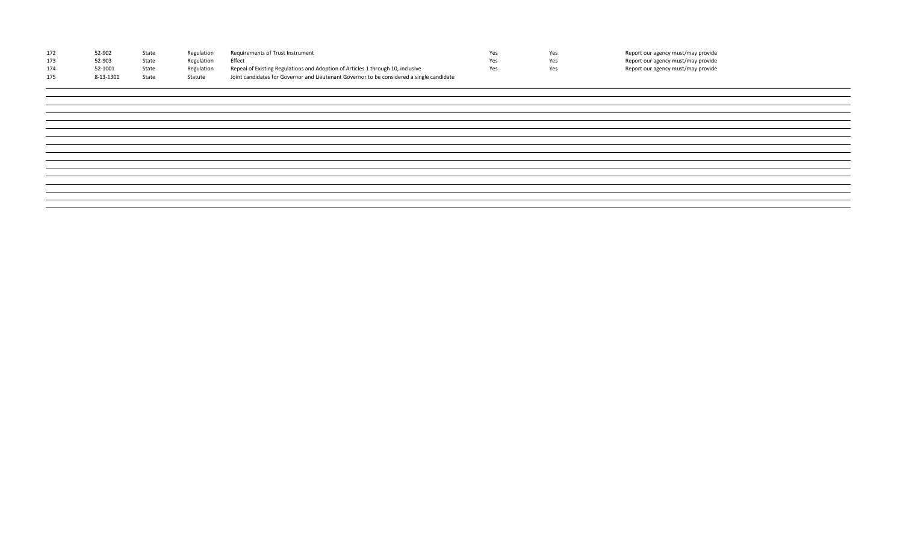| | | | | | | | |
|---|---|---|---|---|---|---|---|
| 172 | 52-902 | State | Regulation | Requirements of Trust Instrument | Yes | Yes | Report our agency must/may provide |
| 173 | 52-903 | State | Regulation | Effect | Yes | Yes | Report our agency must/may provide |
| 174 | 52-1001 | State | Regulation | Repeal of Existing Regulations and Adoption of Articles 1 through 10, inclusive | Yes | Yes | Report our agency must/may provide |
| 175 | 8-13-1301 | State | Statute | Joint candidates for Governor and Lieutenant Governor to be considered a single candidate | | | |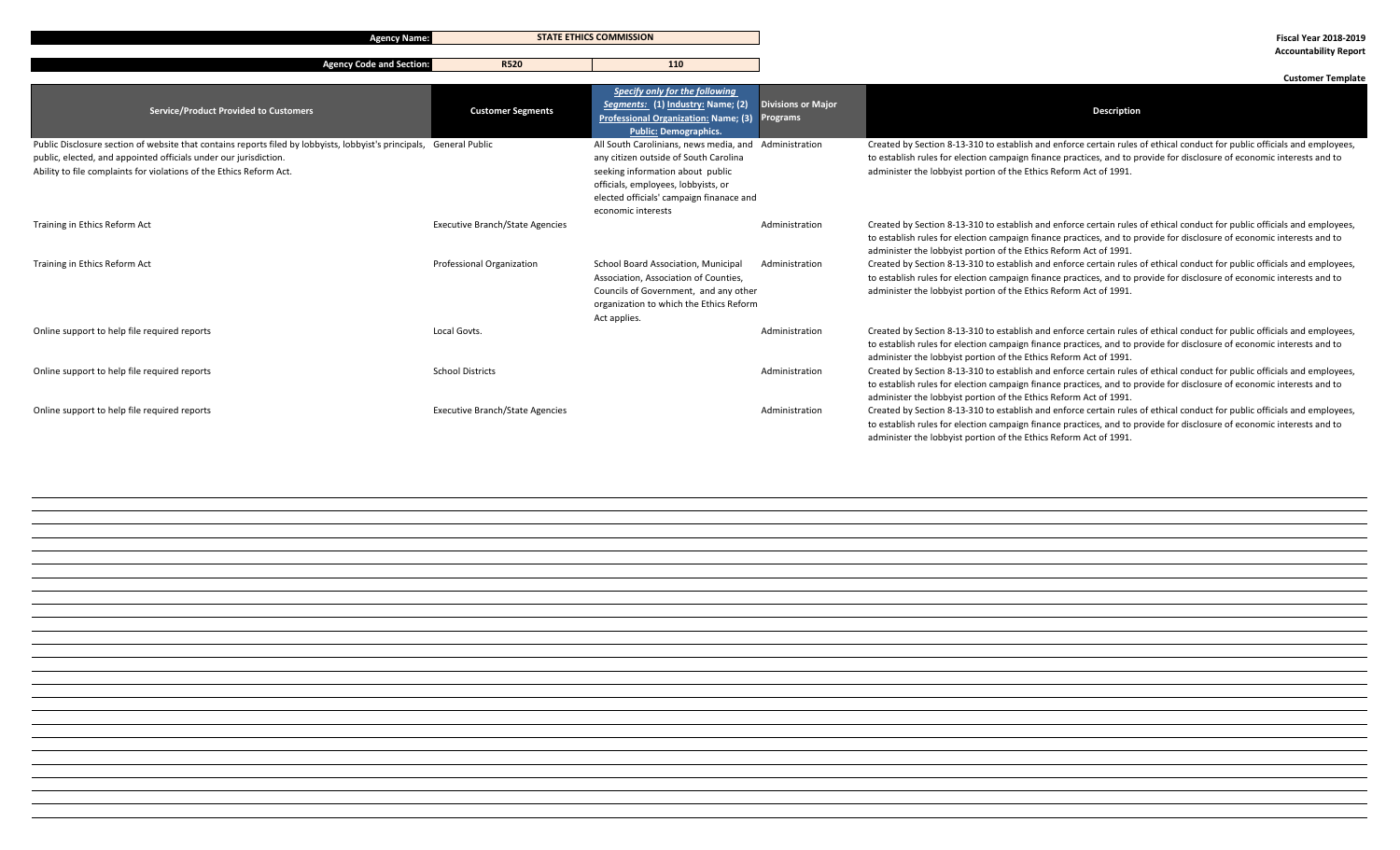| Agency Name: | STATE ETHICS COMMISSION | |
|---|---|---|
| Agency Code and Section: | R520 | 110 |

**Fiscal Year 2018-2019**
**Accountability Report**

**Customer Template**

| Service/Product Provided to Customers | Customer Segments | Specify only for the following Segments: (1) Industry: Name; (2) Professional Organization: Name; (3) Public: Demographics. | Divisions or Major Programs | Description |
|---|---|---|---|---|
| Public Disclosure section of website that contains reports filed by lobbyists, lobbyist's principals, public, elected, and appointed officials under our jurisdiction. Ability to file complaints for violations of the Ethics Reform Act. | General Public | All South Carolinians, news media, and any citizen outside of South Carolina seeking information about public officials, employees, lobbyists, or elected officials' campaign finanace and economic interests | Administration | Created by Section 8-13-310 to establish and enforce certain rules of ethical conduct for public officials and employees, to establish rules for election campaign finance practices, and to provide for disclosure of economic interests and to administer the lobbyist portion of the Ethics Reform Act of 1991. |
| Training in Ethics Reform Act | Executive Branch/State Agencies | | Administration | Created by Section 8-13-310 to establish and enforce certain rules of ethical conduct for public officials and employees, to establish rules for election campaign finance practices, and to provide for disclosure of economic interests and to administer the lobbyist portion of the Ethics Reform Act of 1991. |
| Training in Ethics Reform Act | Professional Organization | School Board Association, Municipal Association, Association of Counties, Councils of Government, and any other organization to which the Ethics Reform Act applies. | Administration | Created by Section 8-13-310 to establish and enforce certain rules of ethical conduct for public officials and employees, to establish rules for election campaign finance practices, and to provide for disclosure of economic interests and to administer the lobbyist portion of the Ethics Reform Act of 1991. |
| Online support to help file required reports | Local Govts. | | Administration | Created by Section 8-13-310 to establish and enforce certain rules of ethical conduct for public officials and employees, to establish rules for election campaign finance practices, and to provide for disclosure of economic interests and to administer the lobbyist portion of the Ethics Reform Act of 1991. |
| Online support to help file required reports | School Districts | | Administration | Created by Section 8-13-310 to establish and enforce certain rules of ethical conduct for public officials and employees, to establish rules for election campaign finance practices, and to provide for disclosure of economic interests and to administer the lobbyist portion of the Ethics Reform Act of 1991. |
| Online support to help file required reports | Executive Branch/State Agencies | | Administration | Created by Section 8-13-310 to establish and enforce certain rules of ethical conduct for public officials and employees, to establish rules for election campaign finance practices, and to provide for disclosure of economic interests and to administer the lobbyist portion of the Ethics Reform Act of 1991. |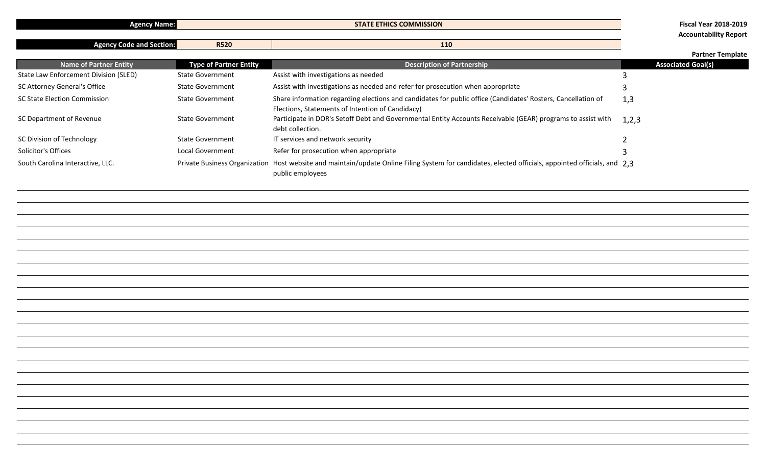| Agency Name: | STATE ETHICS COMMISSION | |
|---|---|---|
| Agency Code and Section: | R520 | 110 |

**Fiscal Year 2018-2019**
**Accountability Report**

**Partner Template**

| Name of Partner Entity | Type of Partner Entity | Description of Partnership | Associated Goal(s) |
|---|---|---|---|
| State Law Enforcement Division (SLED) | State Government | Assist with investigations as needed | 3 |
| SC Attorney General's Office | State Government | Assist with investigations as needed and refer for prosecution when appropriate | 3 |
| SC State Election Commission | State Government | Share information regarding elections and candidates for public office (Candidates' Rosters, Cancellation of Elections, Statements of Intention of Candidacy) | 1,3 |
| SC Department of Revenue | State Government | Participate in DOR's Setoff Debt and Governmental Entity Accounts Receivable (GEAR) programs to assist with debt collection. | 1,2,3 |
| SC Division of Technology | State Government | IT services and network security | 2 |
| Solicitor's Offices | Local Government | Refer for prosecution when appropriate | 3 |
| South Carolina Interactive, LLC. | Private Business Organization | Host website and maintain/update Online Filing System for candidates, elected officials, appointed officials, and public employees | 2,3 |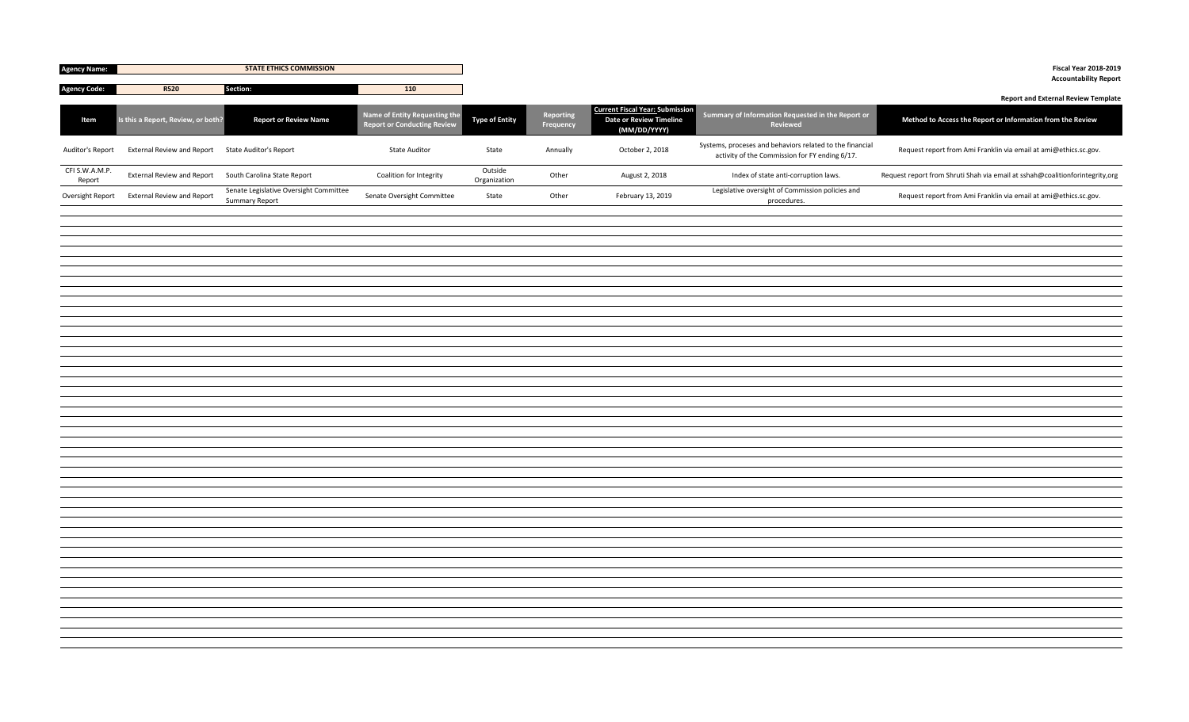| Agency Name: | STATE ETHICS COMMISSION |
|---|---|
| Agency Code: | R520 |
| Section: | 110 |

**Fiscal Year 2018-2019**
**Accountability Report**

**Report and External Review Template**

| Item | Is this a Report, Review, or both? | Report or Review Name | Name of Entity Requesting the Report or Conducting Review | Type of Entity | Reporting Frequency | Current Fiscal Year: Submission Date or Review Timeline (MM/DD/YYYY) | Summary of Information Requested in the Report or Reviewed | Method to Access the Report or Information from the Review |
|---|---|---|---|---|---|---|---|---|
| Auditor's Report | External Review and Report | State Auditor's Report | State Auditor | State | Annually | October 2, 2018 | Systems, proceses and behaviors related to the financial activity of the Commission for FY ending 6/17. | Request report from Ami Franklin via email at ami@ethics.sc.gov. |
| CFI S.W.A.M.P. Report | External Review and Report | South Carolina State Report | Coalition for Integrity | Outside Organization | Other | August 2, 2018 | Index of state anti-corruption laws. | Request report from Shruti Shah via email at sshah@coalitionforintegrity,org |
| Oversight Report | External Review and Report | Senate Legislative Oversight Committee Summary Report | Senate Oversight Committee | State | Other | February 13, 2019 | Legislative oversight of Commission policies and procedures. | Request report from Ami Franklin via email at ami@ethics.sc.gov. |